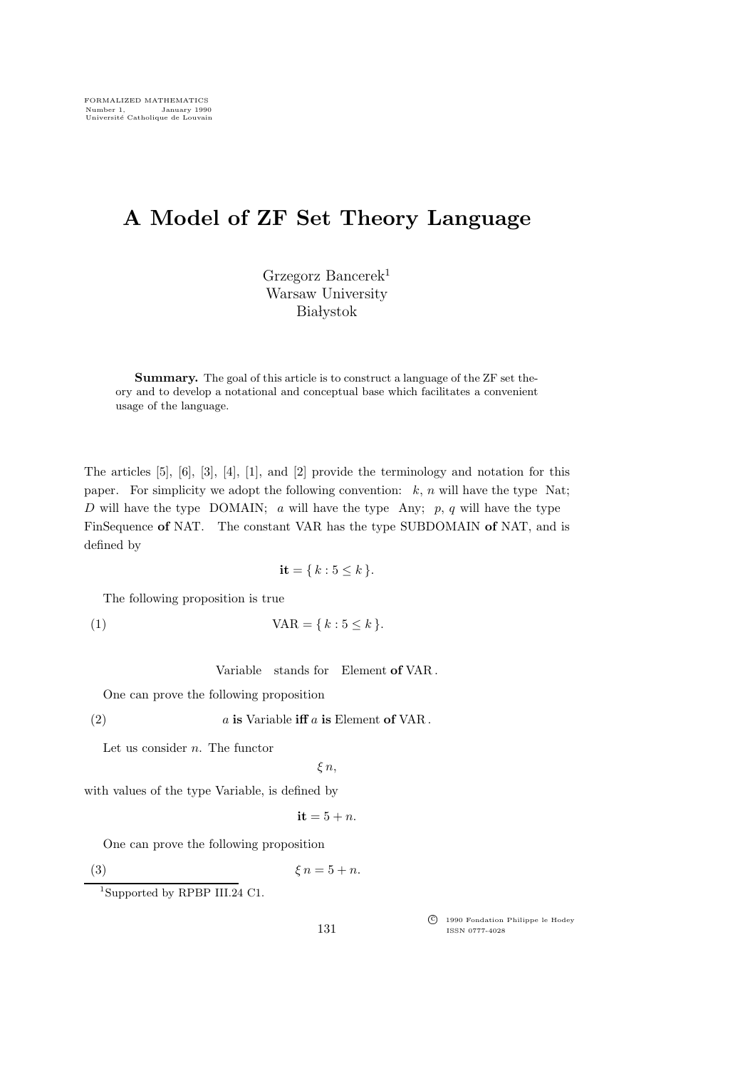# A Model of ZF Set Theory Language

Grzegorz Bancerek[1]
Warsaw University
Białystok

**Summary.** The goal of this article is to construct a language of the ZF set theory and to develop a notational and conceptual base which facilitates a convenient usage of the language.

The articles [5], [6], [3], [4], [1], and [2] provide the terminology and notation for this paper. For simplicity we adopt the following convention: $k$, $n$ will have the type Nat; $D$ will have the type DOMAIN; $a$ will have the type Any; $p$, $q$ will have the type FinSequence **of** NAT. The constant VAR has the type SUBDOMAIN **of** NAT, and is defined by

$$\textbf{it} = \{ k : 5 \leq k \}.$$

The following proposition is true

(1) $\text{VAR} = \{ k : 5 \leq k \}.$

Variable stands for Element **of** VAR .

One can prove the following proposition

(2) $a$ **is** Variable **iff** $a$ **is** Element **of** VAR .

Let us consider $n$. The functor

$$\xi\, n,$$

with values of the type Variable, is defined by

$$\textbf{it} = 5 + n.$$

One can prove the following proposition

(3) $\xi\, n = 5 + n.$

[1] Supported by RPBP III.24 C1.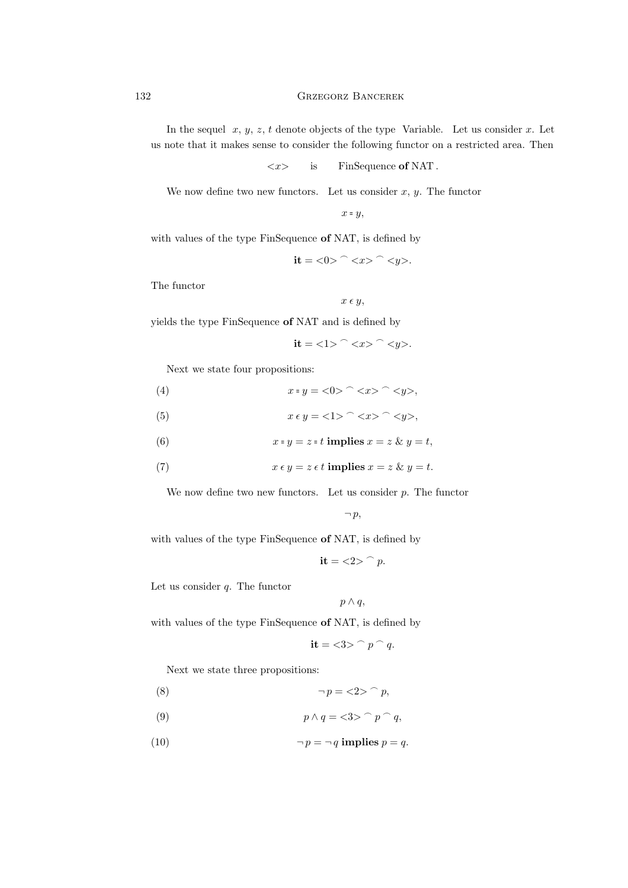In the sequel $x$, $y$, $z$, $t$ denote objects of the type Variable. Let us consider $x$. Let us note that it makes sense to consider the following functor on a restricted area. Then

$$<x> \quad \text{is} \quad \text{FinSequence } \mathbf{of} \text{ NAT}.$$

We now define two new functors. Let us consider $x$, $y$. The functor

$$x \text{ = } y,$$

with values of the type FinSequence **of** NAT, is defined by

$$\mathbf{it} = <0> \frown <x> \frown <y>.$$

The functor

$$x \, \epsilon \, y,$$

yields the type FinSequence **of** NAT and is defined by

$$\mathbf{it} = <1> \frown <x> \frown <y>.$$

Next we state four propositions:

$$x \text{ = } y = <0> \frown <x> \frown <y>, \tag{4}$$

$$x \, \epsilon \, y = <1> \frown <x> \frown <y>, \tag{5}$$

$$x \text{ = } y = z \text{ = } t \textbf{ implies } x = z \;\&\; y = t, \tag{6}$$

$$x \, \epsilon \, y = z \, \epsilon \, t \textbf{ implies } x = z \;\&\; y = t. \tag{7}$$

We now define two new functors. Let us consider $p$. The functor

$$\neg\, p,$$

with values of the type FinSequence **of** NAT, is defined by

$$\mathbf{it} = <2> \frown p.$$

Let us consider $q$. The functor

$$p \wedge q,$$

with values of the type FinSequence **of** NAT, is defined by

$$\mathbf{it} = <3> \frown p \frown q.$$

Next we state three propositions:

$$\neg\, p = <2> \frown p, \tag{8}$$

$$p \wedge q = <3> \frown p \frown q, \tag{9}$$

$$\neg\, p = \neg\, q \textbf{ implies } p = q. \tag{10}$$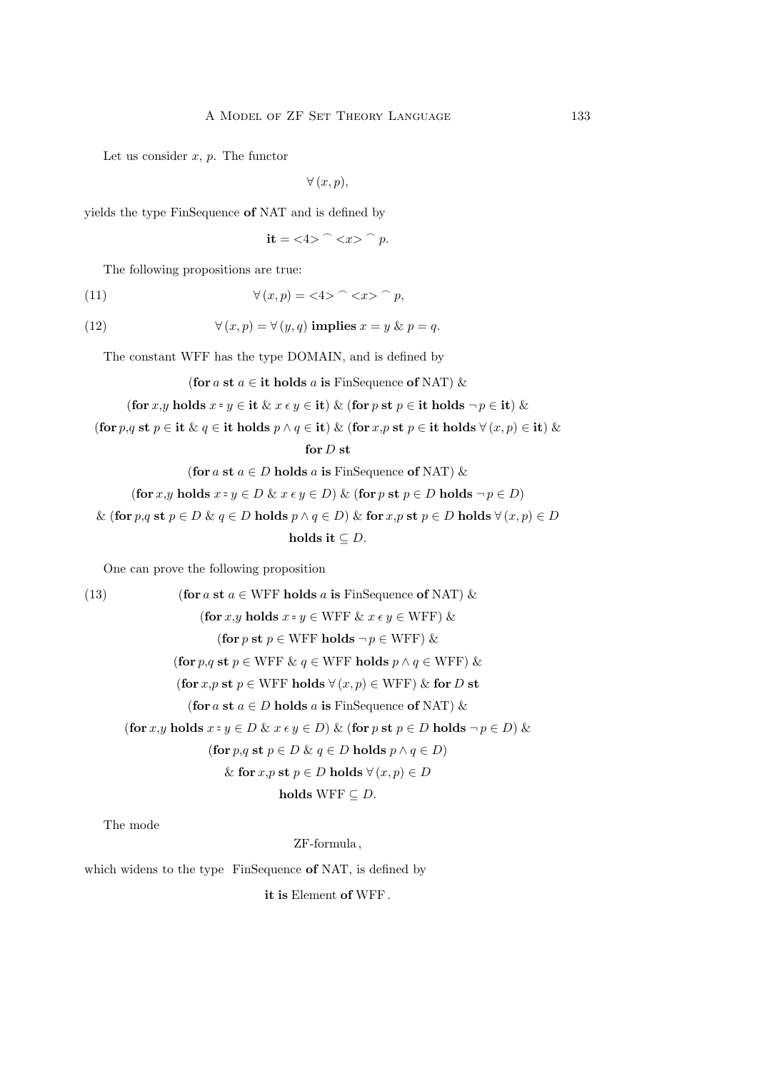Let us consider $x$, $p$. The functor

$$\forall\,(x, p),$$

yields the type FinSequence **of** NAT and is defined by

$$\textbf{it} = \text{<}4\text{>} \frown \text{<}x\text{>} \frown p.$$

The following propositions are true:

$$\forall\,(x, p) = \text{<}4\text{>} \frown \text{<}x\text{>} \frown p, \tag{11}$$

$$\forall\,(x, p) = \forall\,(y, q) \textbf{ implies } x = y \;\&\; p = q. \tag{12}$$

The constant WFF has the type DOMAIN, and is defined by

$$
\begin{gathered}
(\textbf{for } a \textbf{ st } a \in \textbf{it} \textbf{ holds } a \textbf{ is } \text{FinSequence } \textbf{of } \text{NAT}) \;\& \\
(\textbf{for } x{,}y \textbf{ holds } x \,\text{=}\, y \in \textbf{it} \;\&\; x \,\epsilon\, y \in \textbf{it}) \;\&\; (\textbf{for } p \textbf{ st } p \in \textbf{it} \textbf{ holds } \neg\, p \in \textbf{it}) \;\& \\
(\textbf{for } p{,}q \textbf{ st } p \in \textbf{it} \;\&\; q \in \textbf{it} \textbf{ holds } p \wedge q \in \textbf{it}) \;\&\; (\textbf{for } x{,}p \textbf{ st } p \in \textbf{it} \textbf{ holds } \forall\,(x, p) \in \textbf{it}) \;\& \\
\textbf{for } D \textbf{ st} \\
(\textbf{for } a \textbf{ st } a \in D \textbf{ holds } a \textbf{ is } \text{FinSequence } \textbf{of } \text{NAT}) \;\& \\
(\textbf{for } x{,}y \textbf{ holds } x \,\text{=}\, y \in D \;\&\; x \,\epsilon\, y \in D) \;\&\; (\textbf{for } p \textbf{ st } p \in D \textbf{ holds } \neg\, p \in D) \\
\&\; (\textbf{for } p{,}q \textbf{ st } p \in D \;\&\; q \in D \textbf{ holds } p \wedge q \in D) \;\&\; \textbf{for } x{,}p \textbf{ st } p \in D \textbf{ holds } \forall\,(x, p) \in D \\
\textbf{holds it} \subseteq D.
\end{gathered}
$$

One can prove the following proposition

$$
\begin{gathered}
(\textbf{for } a \textbf{ st } a \in \text{WFF} \textbf{ holds } a \textbf{ is } \text{FinSequence } \textbf{of } \text{NAT}) \;\& \\
(\textbf{for } x{,}y \textbf{ holds } x \,\text{=}\, y \in \text{WFF} \;\&\; x \,\epsilon\, y \in \text{WFF}) \;\& \\
(\textbf{for } p \textbf{ st } p \in \text{WFF} \textbf{ holds } \neg\, p \in \text{WFF}) \;\& \\
(\textbf{for } p{,}q \textbf{ st } p \in \text{WFF} \;\&\; q \in \text{WFF} \textbf{ holds } p \wedge q \in \text{WFF}) \;\& \\
(\textbf{for } x{,}p \textbf{ st } p \in \text{WFF} \textbf{ holds } \forall\,(x, p) \in \text{WFF}) \;\&\; \textbf{for } D \textbf{ st} \\
(\textbf{for } a \textbf{ st } a \in D \textbf{ holds } a \textbf{ is } \text{FinSequence } \textbf{of } \text{NAT}) \;\& \\
(\textbf{for } x{,}y \textbf{ holds } x \,\text{=}\, y \in D \;\&\; x \,\epsilon\, y \in D) \;\&\; (\textbf{for } p \textbf{ st } p \in D \textbf{ holds } \neg\, p \in D) \;\& \\
(\textbf{for } p{,}q \textbf{ st } p \in D \;\&\; q \in D \textbf{ holds } p \wedge q \in D) \\
\&\; \textbf{for } x{,}p \textbf{ st } p \in D \textbf{ holds } \forall\,(x, p) \in D \\
\textbf{holds } \text{WFF} \subseteq D.
\end{gathered} \tag{13}
$$

The mode

$$\text{ZF-formula},$$

which widens to the type FinSequence **of** NAT, is defined by

$$\textbf{it is } \text{Element } \textbf{of } \text{WFF}.$$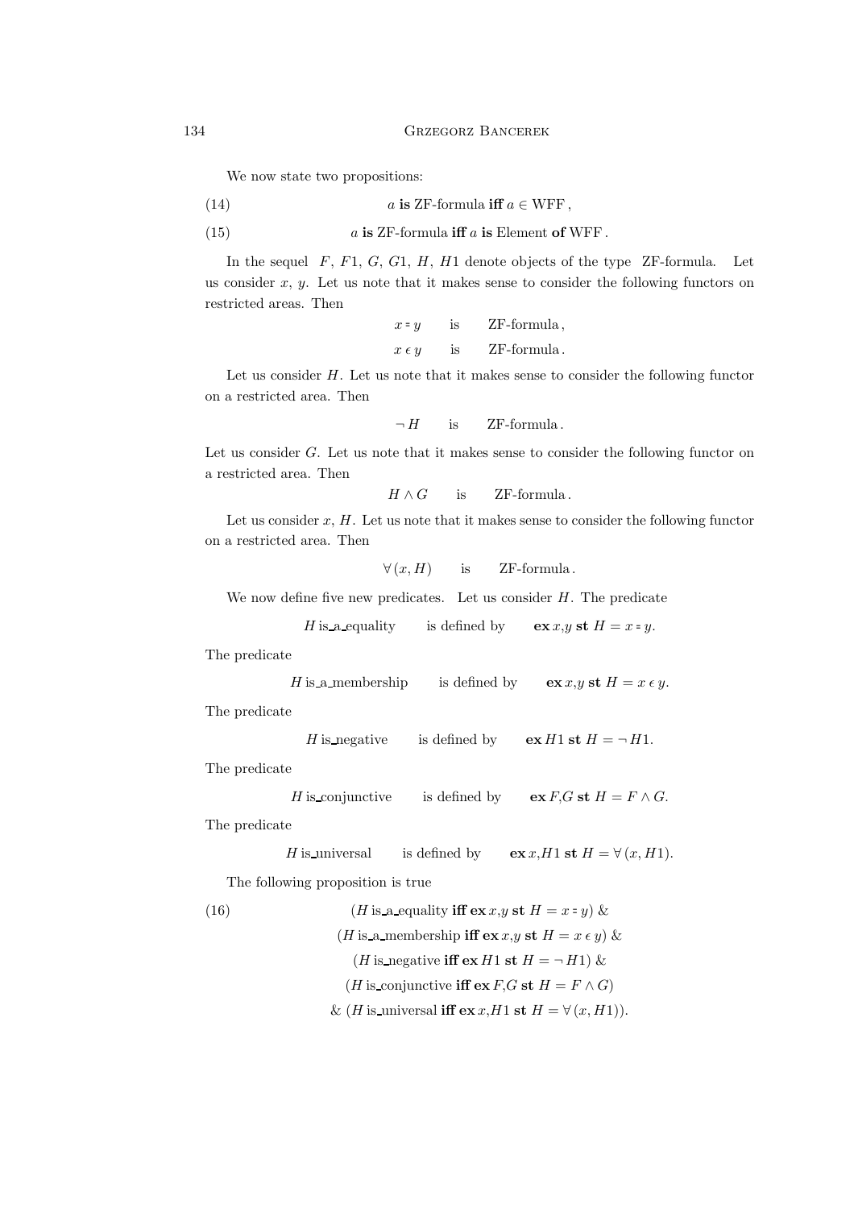We now state two propositions:

(14) $$a \textbf{ is } \text{ZF-formula} \textbf{ iff } a \in \text{WFF}\,,$$

(15) $$a \textbf{ is } \text{ZF-formula} \textbf{ iff } a \textbf{ is } \text{Element} \textbf{ of } \text{WFF}\,.$$

In the sequel $F$, $F1$, $G$, $G1$, $H$, $H1$ denote objects of the type ZF-formula. Let us consider $x$, $y$. Let us note that it makes sense to consider the following functors on restricted areas. Then

$$x = y \qquad \text{is} \qquad \text{ZF-formula}\,,$$

$$x \,\epsilon\, y \qquad \text{is} \qquad \text{ZF-formula}\,.$$

Let us consider $H$. Let us note that it makes sense to consider the following functor on a restricted area. Then

$$\neg H \qquad \text{is} \qquad \text{ZF-formula}\,.$$

Let us consider $G$. Let us note that it makes sense to consider the following functor on a restricted area. Then

$$H \wedge G \qquad \text{is} \qquad \text{ZF-formula}\,.$$

Let us consider $x$, $H$. Let us note that it makes sense to consider the following functor on a restricted area. Then

$$\forall\,(x, H) \qquad \text{is} \qquad \text{ZF-formula}\,.$$

We now define five new predicates. Let us consider $H$. The predicate

$$H \text{ is\_a\_equality} \qquad \text{is defined by} \qquad \textbf{ex}\, x,y \textbf{ st } H = x = y.$$

The predicate

$$H \text{ is\_a\_membership} \qquad \text{is defined by} \qquad \textbf{ex}\, x,y \textbf{ st } H = x \,\epsilon\, y.$$

The predicate

$$H \text{ is\_negative} \qquad \text{is defined by} \qquad \textbf{ex}\, H1 \textbf{ st } H = \neg H1.$$

The predicate

$$H \text{ is\_conjunctive} \qquad \text{is defined by} \qquad \textbf{ex}\, F,G \textbf{ st } H = F \wedge G.$$

The predicate

$$H \text{ is\_universal} \qquad \text{is defined by} \qquad \textbf{ex}\, x,H1 \textbf{ st } H = \forall\,(x, H1).$$

The following proposition is true

(16) $$\begin{gathered}(H \text{ is\_a\_equality} \textbf{ iff ex}\, x,y \textbf{ st } H = x = y)\ \& \\ (H \text{ is\_a\_membership} \textbf{ iff ex}\, x,y \textbf{ st } H = x \,\epsilon\, y)\ \& \\ (H \text{ is\_negative} \textbf{ iff ex}\, H1 \textbf{ st } H = \neg H1)\ \& \\ (H \text{ is\_conjunctive} \textbf{ iff ex}\, F,G \textbf{ st } H = F \wedge G) \\ \&\ (H \text{ is\_universal} \textbf{ iff ex}\, x,H1 \textbf{ st } H = \forall\,(x, H1)).\end{gathered}$$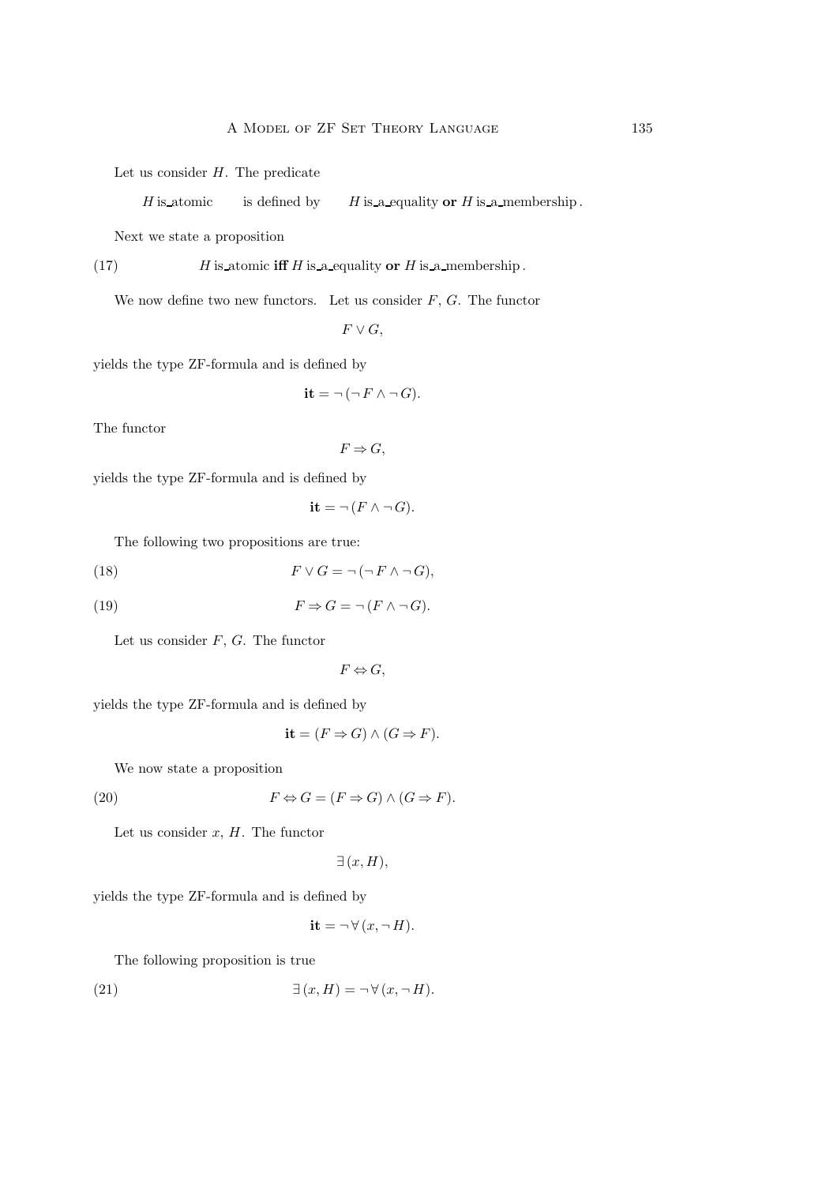Let us consider $H$. The predicate

$H$ is_atomic  is defined by  $H$ is_a_equality **or** $H$ is_a_membership.

Next we state a proposition

(17) $H$ is_atomic **iff** $H$ is_a_equality **or** $H$ is_a_membership.

We now define two new functors. Let us consider $F$, $G$. The functor

$$F \vee G,$$

yields the type ZF-formula and is defined by

$$\textbf{it} = \neg\,(\neg\,F \wedge \neg\,G).$$

The functor

$$F \Rightarrow G,$$

yields the type ZF-formula and is defined by

$$\textbf{it} = \neg\,(F \wedge \neg\,G).$$

The following two propositions are true:

(18) $$F \vee G = \neg\,(\neg\,F \wedge \neg\,G),$$

(19) $$F \Rightarrow G = \neg\,(F \wedge \neg\,G).$$

Let us consider $F$, $G$. The functor

$$F \Leftrightarrow G,$$

yields the type ZF-formula and is defined by

$$\textbf{it} = (F \Rightarrow G) \wedge (G \Rightarrow F).$$

We now state a proposition

(20) $$F \Leftrightarrow G = (F \Rightarrow G) \wedge (G \Rightarrow F).$$

Let us consider $x$, $H$. The functor

$$\exists\,(x, H),$$

yields the type ZF-formula and is defined by

$$\textbf{it} = \neg\,\forall\,(x, \neg\,H).$$

The following proposition is true

(21) $$\exists\,(x, H) = \neg\,\forall\,(x, \neg\,H).$$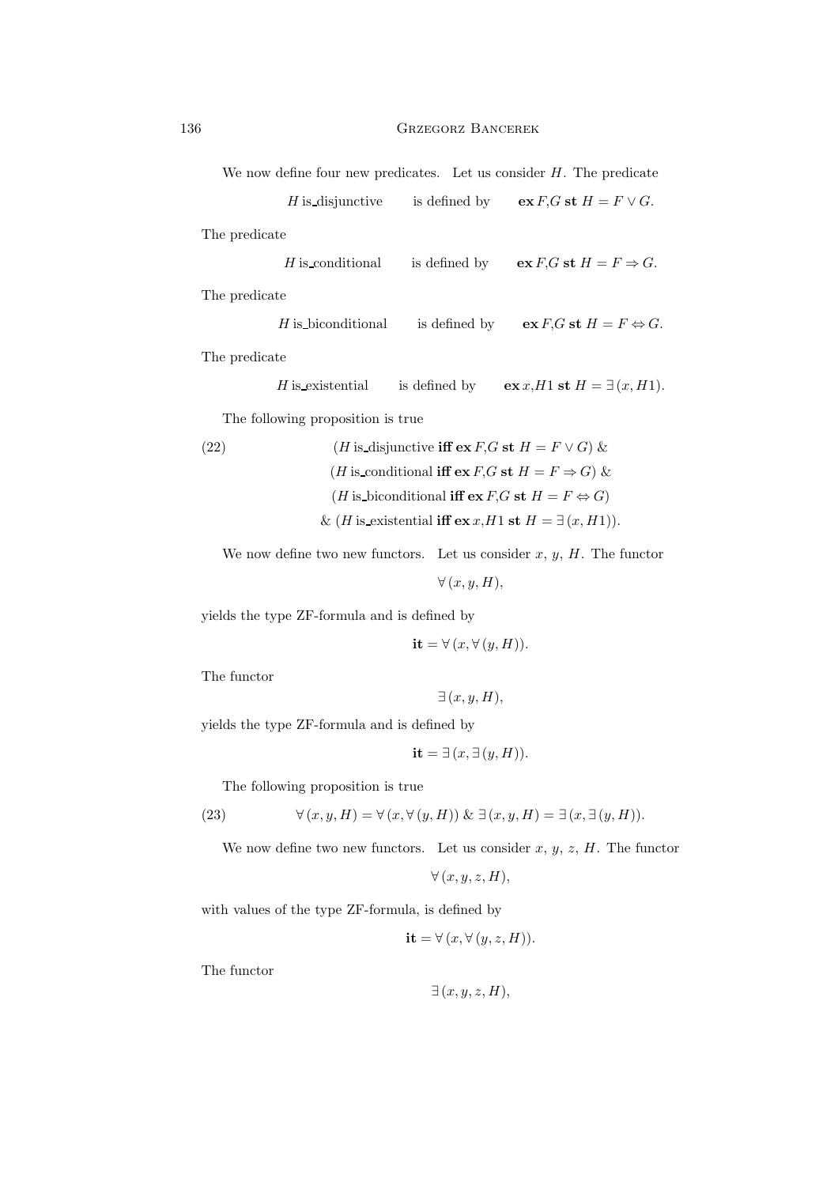We now define four new predicates. Let us consider $H$. The predicate

$$H \text{ is\_disjunctive} \quad \text{is defined by} \quad \textbf{ex}\, F{,}G \;\textbf{st}\; H = F \vee G.$$

The predicate

$$H \text{ is\_conditional} \quad \text{is defined by} \quad \textbf{ex}\, F{,}G \;\textbf{st}\; H = F \Rightarrow G.$$

The predicate

$$H \text{ is\_biconditional} \quad \text{is defined by} \quad \textbf{ex}\, F{,}G \;\textbf{st}\; H = F \Leftrightarrow G.$$

The predicate

$$H \text{ is\_existential} \quad \text{is defined by} \quad \textbf{ex}\, x{,}H1 \;\textbf{st}\; H = \exists\,(x, H1).$$

The following proposition is true

$$
\begin{aligned}
(22) \qquad & (H \text{ is\_disjunctive } \textbf{iff ex}\, F{,}G \;\textbf{st}\; H = F \vee G)\ \& \\
& (H \text{ is\_conditional } \textbf{iff ex}\, F{,}G \;\textbf{st}\; H = F \Rightarrow G)\ \& \\
& (H \text{ is\_biconditional } \textbf{iff ex}\, F{,}G \;\textbf{st}\; H = F \Leftrightarrow G) \\
& \&\ (H \text{ is\_existential } \textbf{iff ex}\, x{,}H1 \;\textbf{st}\; H = \exists\,(x, H1)).
\end{aligned}
$$

We now define two new functors. Let us consider $x$, $y$, $H$. The functor

$$\forall\,(x, y, H),$$

yields the type ZF-formula and is defined by

$$\textbf{it} = \forall\,(x, \forall\,(y, H)).$$

The functor

$$\exists\,(x, y, H),$$

yields the type ZF-formula and is defined by

$$\textbf{it} = \exists\,(x, \exists\,(y, H)).$$

The following proposition is true

$$(23) \qquad \forall\,(x, y, H) = \forall\,(x, \forall\,(y, H))\ \&\ \exists\,(x, y, H) = \exists\,(x, \exists\,(y, H)).$$

We now define two new functors. Let us consider $x$, $y$, $z$, $H$. The functor

$$\forall\,(x, y, z, H),$$

with values of the type ZF-formula, is defined by

$$\textbf{it} = \forall\,(x, \forall\,(y, z, H)).$$

The functor

$$\exists\,(x, y, z, H),$$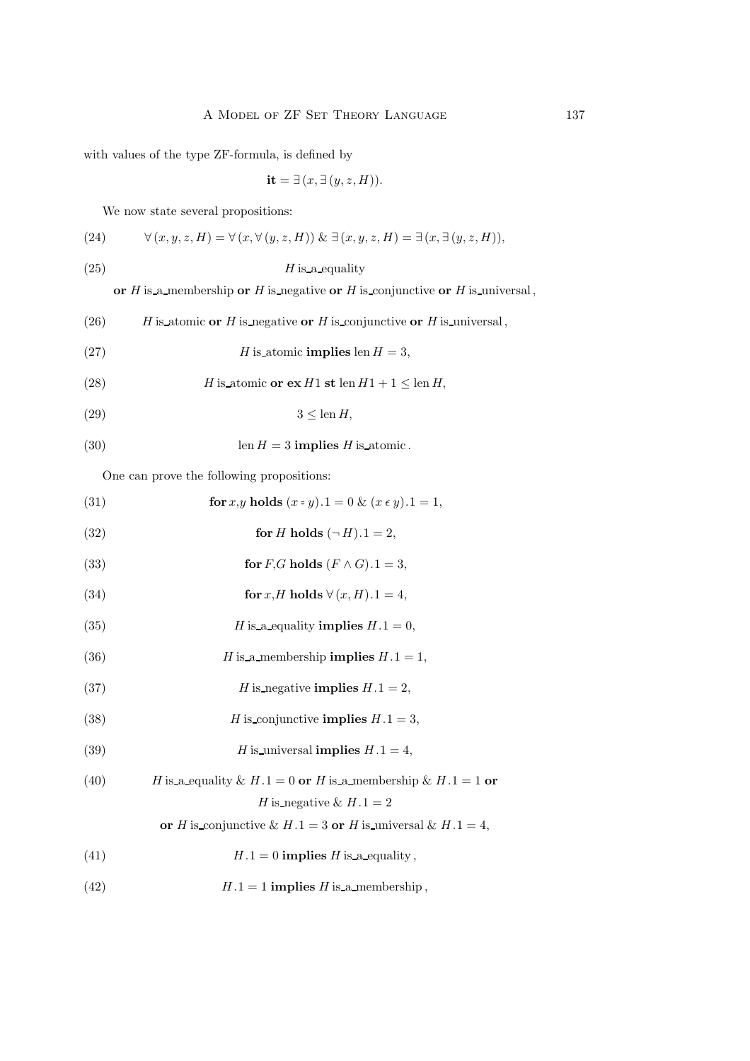with values of the type ZF-formula, is defined by

$$\mathbf{it} = \exists\,(x, \exists\,(y, z, H)).$$

We now state several propositions:

(24) $\forall\,(x, y, z, H) = \forall\,(x, \forall\,(y, z, H))\ \&\ \exists\,(x, y, z, H) = \exists\,(x, \exists\,(y, z, H))$,

(25) $H$ is_a_equality **or** $H$ is_a_membership **or** $H$ is_negative **or** $H$ is_conjunctive **or** $H$ is_universal,

(26) $H$ is_atomic **or** $H$ is_negative **or** $H$ is_conjunctive **or** $H$ is_universal,

(27) $H$ is_atomic **implies** $\operatorname{len} H = 3$,

(28) $H$ is_atomic **or ex** $H1$ **st** $\operatorname{len} H1 + 1 \leq \operatorname{len} H$,

(29) $3 \leq \operatorname{len} H$,

(30) $\operatorname{len} H = 3$ **implies** $H$ is_atomic.

One can prove the following propositions:

(31) **for** $x$,$y$ **holds** $(x = y).1 = 0\ \&\ (x\,\epsilon\,y).1 = 1$,

(32) **for** $H$ **holds** $(\neg\,H).1 = 2$,

(33) **for** $F$,$G$ **holds** $(F \wedge G).1 = 3$,

(34) **for** $x$,$H$ **holds** $\forall\,(x, H).1 = 4$,

(35) $H$ is_a_equality **implies** $H.1 = 0$,

(36) $H$ is_a_membership **implies** $H.1 = 1$,

(37) $H$ is_negative **implies** $H.1 = 2$,

(38) $H$ is_conjunctive **implies** $H.1 = 3$,

(39) $H$ is_universal **implies** $H.1 = 4$,

(40) $H$ is_a_equality & $H.1 = 0$ **or** $H$ is_a_membership & $H.1 = 1$ **or** $H$ is_negative & $H.1 = 2$ **or** $H$ is_conjunctive & $H.1 = 3$ **or** $H$ is_universal & $H.1 = 4$,

(41) $H.1 = 0$ **implies** $H$ is_a_equality,

(42) $H.1 = 1$ **implies** $H$ is_a_membership,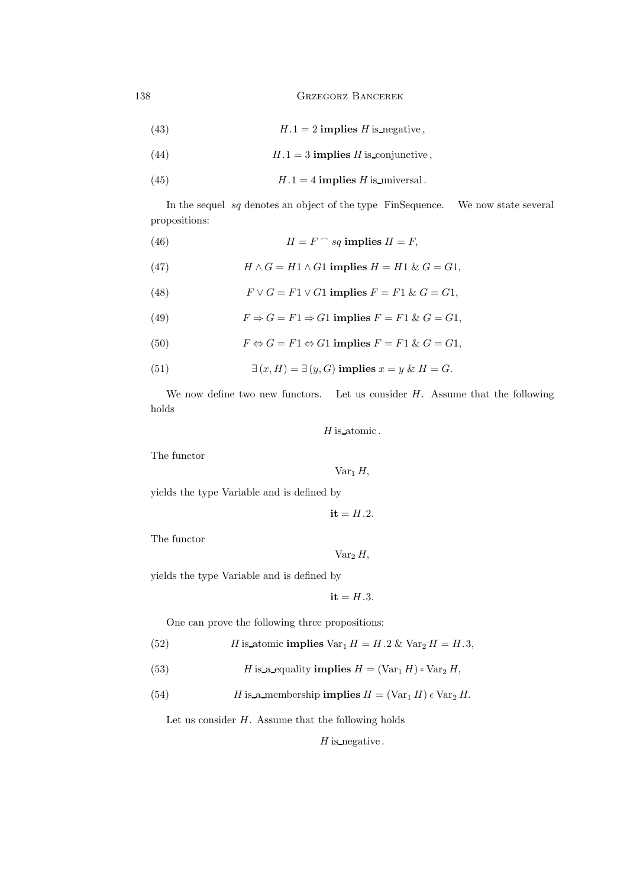$$H.1 = 2 \textbf{ implies } H \text{ is\_negative}, \tag{43}$$

$$H.1 = 3 \textbf{ implies } H \text{ is\_conjunctive}, \tag{44}$$

$$H.1 = 4 \textbf{ implies } H \text{ is\_universal}. \tag{45}$$

In the sequel $sq$ denotes an object of the type FinSequence. We now state several propositions:

$$H = F \frown sq \textbf{ implies } H = F, \tag{46}$$

$$H \wedge G = H1 \wedge G1 \textbf{ implies } H = H1 \ \& \ G = G1, \tag{47}$$

$$F \vee G = F1 \vee G1 \textbf{ implies } F = F1 \ \& \ G = G1, \tag{48}$$

$$F \Rightarrow G = F1 \Rightarrow G1 \textbf{ implies } F = F1 \ \& \ G = G1, \tag{49}$$

$$F \Leftrightarrow G = F1 \Leftrightarrow G1 \textbf{ implies } F = F1 \ \& \ G = G1, \tag{50}$$

$$\exists\,(x, H) = \exists\,(y, G) \textbf{ implies } x = y \ \& \ H = G. \tag{51}$$

We now define two new functors. Let us consider $H$. Assume that the following holds

$$H \text{ is\_atomic}.$$

The functor

$$\mathrm{Var}_1\, H,$$

yields the type Variable and is defined by

$$\textbf{it} = H.2.$$

The functor

$$\mathrm{Var}_2\, H,$$

yields the type Variable and is defined by

$$\textbf{it} = H.3.$$

One can prove the following three propositions:

$$H \text{ is\_atomic} \textbf{ implies } \mathrm{Var}_1\, H = H.2 \ \& \ \mathrm{Var}_2\, H = H.3, \tag{52}$$

$$H \text{ is\_a\_equality} \textbf{ implies } H = (\mathrm{Var}_1\, H) \doteq \mathrm{Var}_2\, H, \tag{53}$$

$$H \text{ is\_a\_membership} \textbf{ implies } H = (\mathrm{Var}_1\, H) \,\epsilon\, \mathrm{Var}_2\, H. \tag{54}$$

Let us consider $H$. Assume that the following holds

$$H \text{ is\_negative}.$$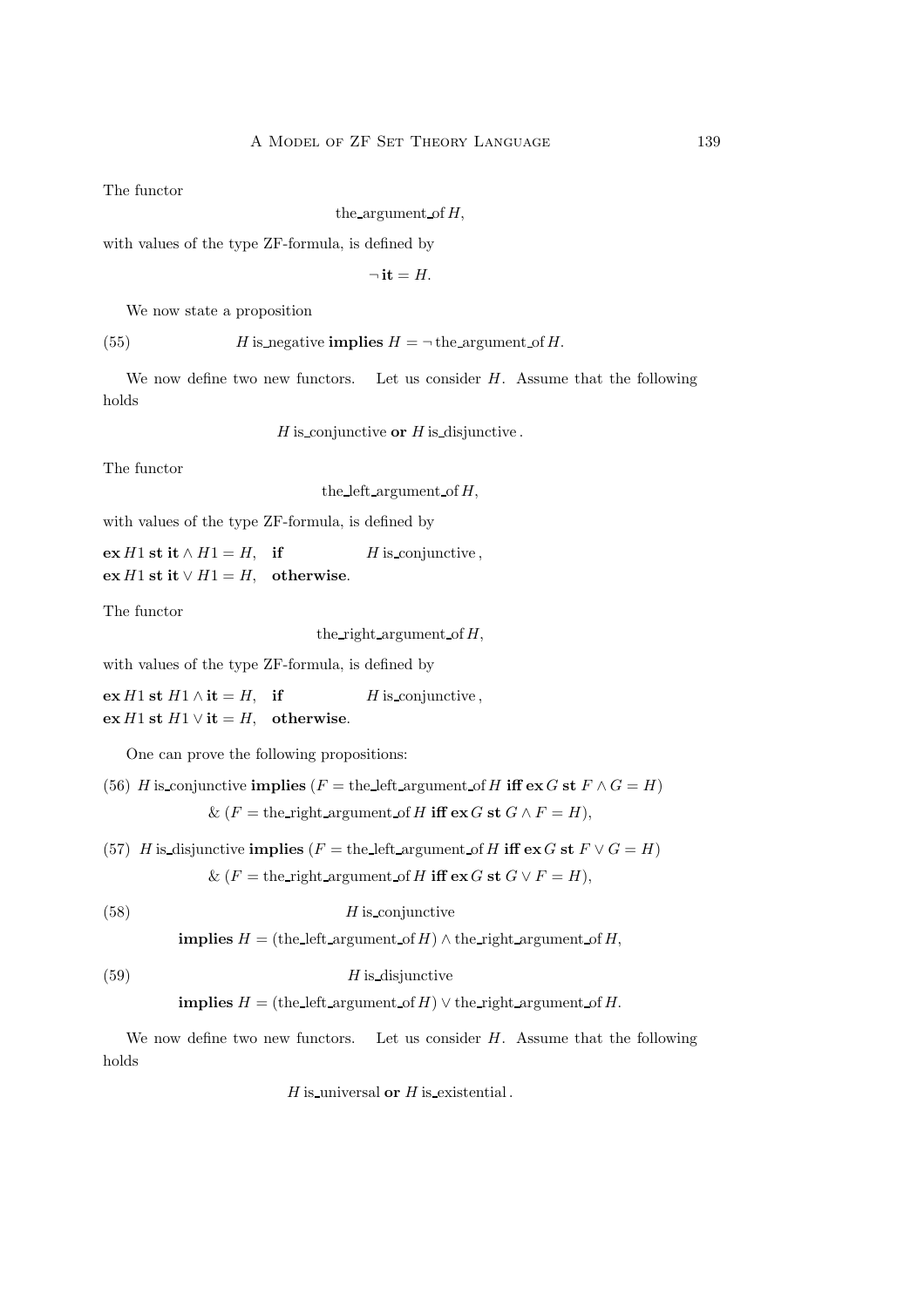The functor

$$\text{the\_argument\_of}\, H,$$

with values of the type ZF-formula, is defined by

$$\neg\, \textbf{it} = H.$$

We now state a proposition

(55) $\qquad H \text{ is\_negative } \textbf{implies } H = \neg\, \text{the\_argument\_of}\, H.$

We now define two new functors. Let us consider $H$. Assume that the following holds

$$H \text{ is\_conjunctive } \textbf{or } H \text{ is\_disjunctive}.$$

The functor

$$\text{the\_left\_argument\_of}\, H,$$

with values of the type ZF-formula, is defined by

$\textbf{ex}\, H1 \textbf{ st it} \wedge H1 = H, \quad \textbf{if} \qquad H \text{ is\_conjunctive},$
$\textbf{ex}\, H1 \textbf{ st it} \vee H1 = H, \quad \textbf{otherwise}.$

The functor

$$\text{the\_right\_argument\_of}\, H,$$

with values of the type ZF-formula, is defined by

$\textbf{ex}\, H1 \textbf{ st } H1 \wedge \textbf{it} = H, \quad \textbf{if} \qquad H \text{ is\_conjunctive},$
$\textbf{ex}\, H1 \textbf{ st } H1 \vee \textbf{it} = H, \quad \textbf{otherwise}.$

One can prove the following propositions:

(56) $H \text{ is\_conjunctive } \textbf{implies } (F = \text{the\_left\_argument\_of}\, H \textbf{ iff ex}\, G \textbf{ st } F \wedge G = H)$
$\qquad \& \ (F = \text{the\_right\_argument\_of}\, H \textbf{ iff ex}\, G \textbf{ st } G \wedge F = H),$

(57) $H \text{ is\_disjunctive } \textbf{implies } (F = \text{the\_left\_argument\_of}\, H \textbf{ iff ex}\, G \textbf{ st } F \vee G = H)$
$\qquad \& \ (F = \text{the\_right\_argument\_of}\, H \textbf{ iff ex}\, G \textbf{ st } G \vee F = H),$

(58) $\qquad H \text{ is\_conjunctive}$
$\qquad \textbf{implies } H = (\text{the\_left\_argument\_of}\, H) \wedge \text{the\_right\_argument\_of}\, H,$

(59) $\qquad H \text{ is\_disjunctive}$
$\qquad \textbf{implies } H = (\text{the\_left\_argument\_of}\, H) \vee \text{the\_right\_argument\_of}\, H.$

We now define two new functors. Let us consider $H$. Assume that the following holds

$$H \text{ is\_universal } \textbf{or } H \text{ is\_existential}.$$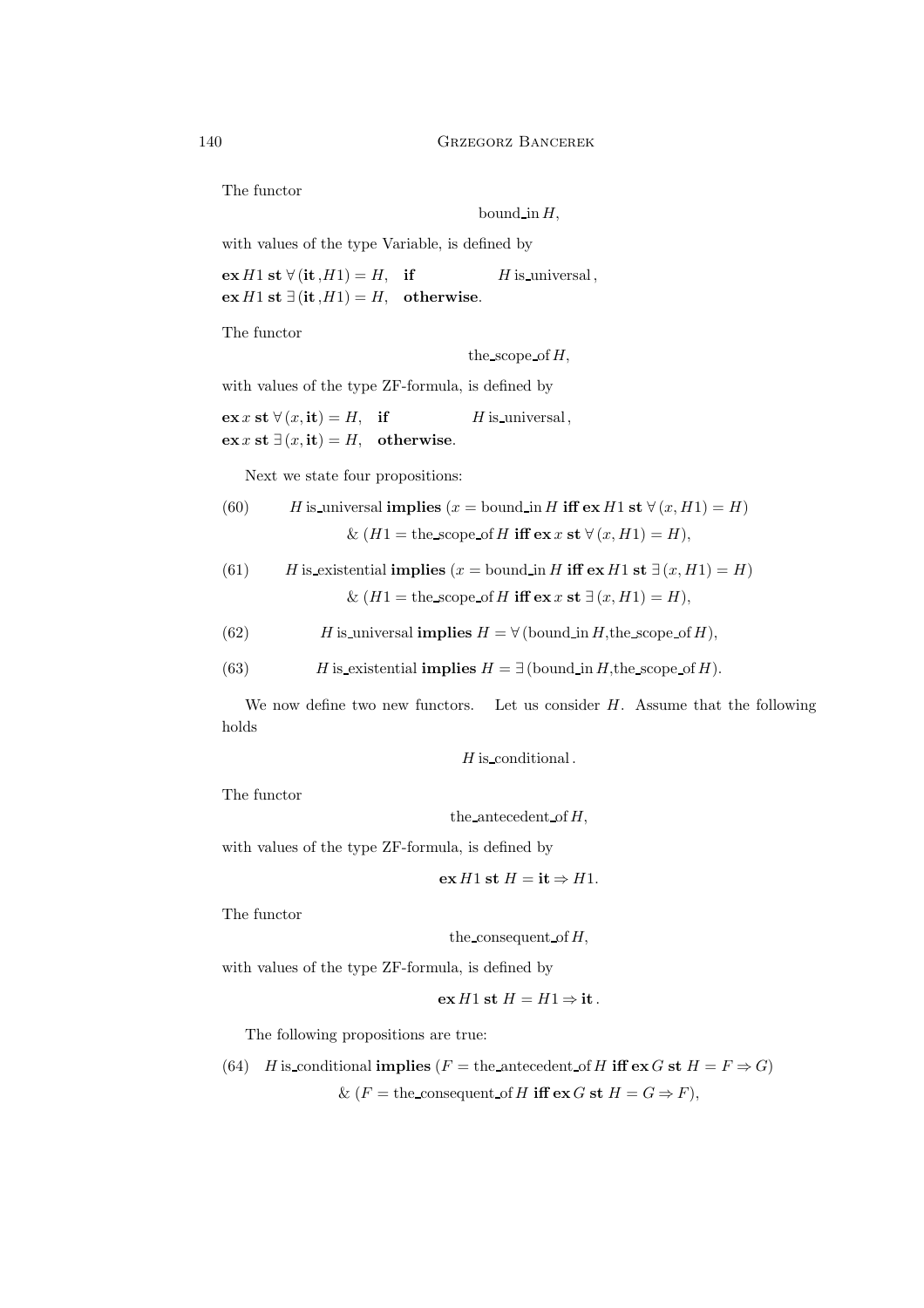The functor

$$\mathrm{bound\_in}\, H,$$

with values of the type Variable, is defined by

$\mathbf{ex}\, H1\ \mathbf{st}\ \forall(\mathbf{it}, H1) = H, \quad \mathbf{if} \qquad H\ \mathrm{is\_universal},$
$\mathbf{ex}\, H1\ \mathbf{st}\ \exists(\mathbf{it}, H1) = H, \quad \mathbf{otherwise}.$

The functor

$$\mathrm{the\_scope\_of}\, H,$$

with values of the type ZF-formula, is defined by

$\mathbf{ex}\, x\ \mathbf{st}\ \forall(x, \mathbf{it}) = H, \quad \mathbf{if} \qquad H\ \mathrm{is\_universal},$
$\mathbf{ex}\, x\ \mathbf{st}\ \exists(x, \mathbf{it}) = H, \quad \mathbf{otherwise}.$

Next we state four propositions:

(60) $H$ is_universal **implies** $(x = \mathrm{bound\_in}\, H$ **iff ex** $H1$ **st** $\forall(x, H1) = H)$
$\&\ (H1 = \mathrm{the\_scope\_of}\, H$ **iff ex** $x$ **st** $\forall(x, H1) = H)$,

(61) $H$ is_existential **implies** $(x = \mathrm{bound\_in}\, H$ **iff ex** $H1$ **st** $\exists(x, H1) = H)$
$\&\ (H1 = \mathrm{the\_scope\_of}\, H$ **iff ex** $x$ **st** $\exists(x, H1) = H)$,

(62) $H$ is_universal **implies** $H = \forall(\mathrm{bound\_in}\, H, \mathrm{the\_scope\_of}\, H)$,

(63) $H$ is_existential **implies** $H = \exists(\mathrm{bound\_in}\, H, \mathrm{the\_scope\_of}\, H)$.

We now define two new functors. Let us consider $H$. Assume that the following holds

$$H\ \mathrm{is\_conditional}.$$

The functor

$$\mathrm{the\_antecedent\_of}\, H,$$

with values of the type ZF-formula, is defined by

$$\mathbf{ex}\, H1\ \mathbf{st}\ H = \mathbf{it} \Rightarrow H1.$$

The functor

$$\mathrm{the\_consequent\_of}\, H,$$

with values of the type ZF-formula, is defined by

$$\mathbf{ex}\, H1\ \mathbf{st}\ H = H1 \Rightarrow \mathbf{it}.$$

The following propositions are true:

(64) $H$ is_conditional **implies** $(F = \mathrm{the\_antecedent\_of}\, H$ **iff ex** $G$ **st** $H = F \Rightarrow G)$
$\&\ (F = \mathrm{the\_consequent\_of}\, H$ **iff ex** $G$ **st** $H = G \Rightarrow F)$,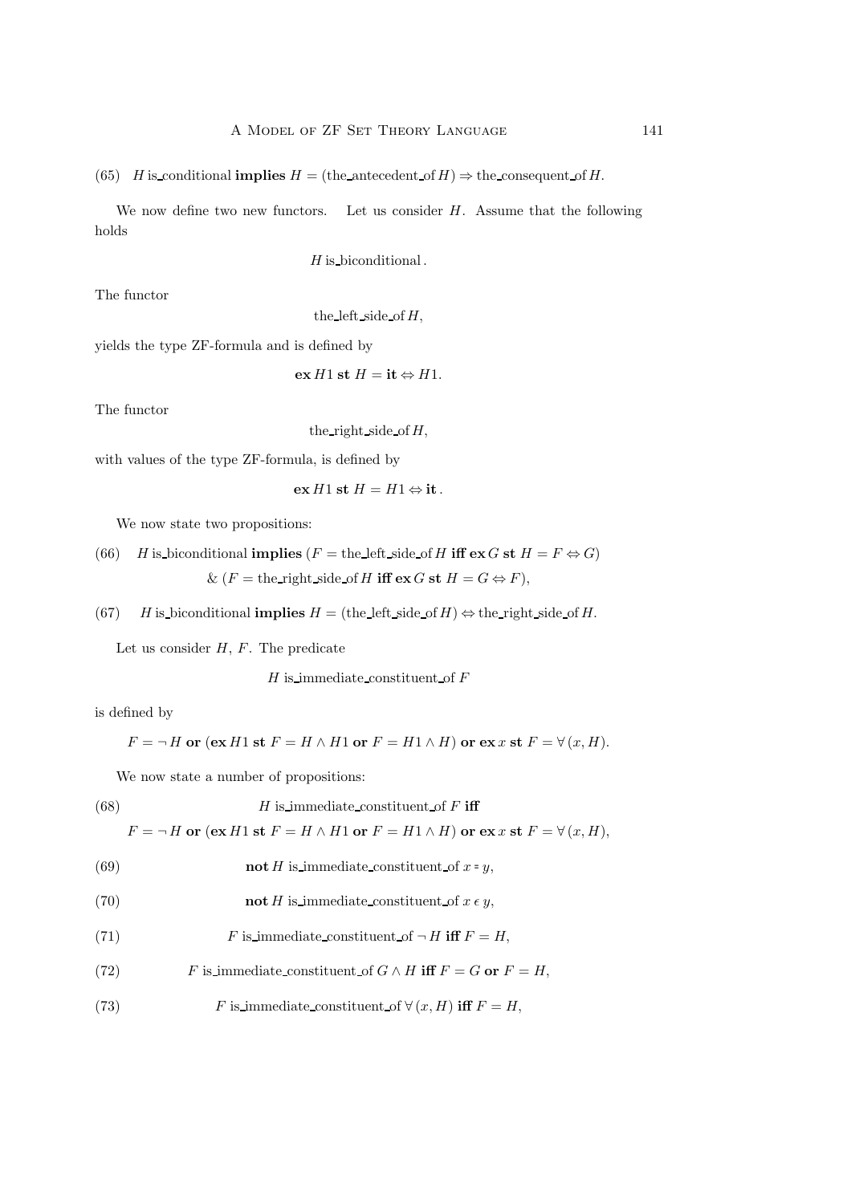(65) $H$ is_conditional **implies** $H = (\text{the\_antecedent\_of } H) \Rightarrow \text{the\_consequent\_of } H$.

We now define two new functors. Let us consider $H$. Assume that the following holds

$$H \text{ is\_biconditional}.$$

The functor

$$\text{the\_left\_side\_of } H,$$

yields the type ZF-formula and is defined by

$$\textbf{ex } H1 \textbf{ st } H = \textbf{it} \Leftrightarrow H1.$$

The functor

$$\text{the\_right\_side\_of } H,$$

with values of the type ZF-formula, is defined by

$$\textbf{ex } H1 \textbf{ st } H = H1 \Leftrightarrow \textbf{it}.$$

We now state two propositions:

(66) $H$ is_biconditional **implies** $(F = \text{the\_left\_side\_of } H$ **iff ex** $G$ **st** $H = F \Leftrightarrow G)$ $\&\ (F = \text{the\_right\_side\_of } H$ **iff ex** $G$ **st** $H = G \Leftrightarrow F)$,

(67) $H$ is_biconditional **implies** $H = (\text{the\_left\_side\_of } H) \Leftrightarrow \text{the\_right\_side\_of } H$.

Let us consider $H$, $F$. The predicate

$$H \text{ is\_immediate\_constituent\_of } F$$

is defined by

$$F = \neg H \textbf{ or } (\textbf{ex } H1 \textbf{ st } F = H \wedge H1 \textbf{ or } F = H1 \wedge H) \textbf{ or ex } x \textbf{ st } F = \forall (x, H).$$

We now state a number of propositions:

(68) $H$ is_immediate_constituent_of $F$ **iff**
$F = \neg H$ **or** (**ex** $H1$ **st** $F = H \wedge H1$ **or** $F = H1 \wedge H$) **or ex** $x$ **st** $F = \forall (x, H)$,

(69) **not** $H$ is_immediate_constituent_of $x = y$,

(70) **not** $H$ is_immediate_constituent_of $x \in y$,

(71) $F$ is_immediate_constituent_of $\neg H$ **iff** $F = H$,

(72) $F$ is_immediate_constituent_of $G \wedge H$ **iff** $F = G$ **or** $F = H$,

(73) $F$ is_immediate_constituent_of $\forall (x, H)$ **iff** $F = H$,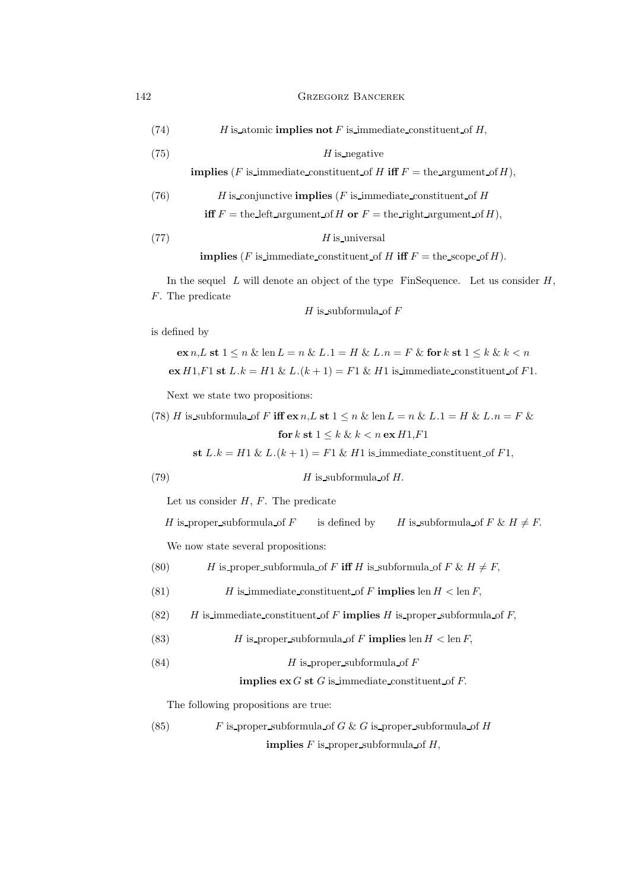(74) $H$ is_atomic **implies not** $F$ is_immediate_constituent_of $H$,

(75) $H$ is_negative
**implies** ($F$ is_immediate_constituent_of $H$ **iff** $F$ = the_argument_of $H$),

(76) $H$ is_conjunctive **implies** ($F$ is_immediate_constituent_of $H$
**iff** $F$ = the_left_argument_of $H$ **or** $F$ = the_right_argument_of $H$),

(77) $H$ is_universal
**implies** ($F$ is_immediate_constituent_of $H$ **iff** $F$ = the_scope_of $H$).

In the sequel $L$ will denote an object of the type FinSequence. Let us consider $H$, $F$. The predicate

$H$ is_subformula_of $F$

is defined by

**ex** $n$,$L$ **st** $1 \leq n$ & len $L = n$ & $L.1 = H$ & $L.n = F$ & **for** $k$ **st** $1 \leq k$ & $k < n$
**ex** $H1$,$F1$ **st** $L.k = H1$ & $L.(k+1) = F1$ & $H1$ is_immediate_constituent_of $F1$.

Next we state two propositions:

(78) $H$ is_subformula_of $F$ **iff ex** $n$,$L$ **st** $1 \leq n$ & len $L = n$ & $L.1 = H$ & $L.n = F$ &
**for** $k$ **st** $1 \leq k$ & $k < n$ **ex** $H1$,$F1$
**st** $L.k = H1$ & $L.(k+1) = F1$ & $H1$ is_immediate_constituent_of $F1$,

(79) $H$ is_subformula_of $H$.

Let us consider $H$, $F$. The predicate

$H$ is_proper_subformula_of $F$ is defined by $H$ is_subformula_of $F$ & $H \neq F$.

We now state several propositions:

(80) $H$ is_proper_subformula_of $F$ **iff** $H$ is_subformula_of $F$ & $H \neq F$,

(81) $H$ is_immediate_constituent_of $F$ **implies** len $H <$ len $F$,

(82) $H$ is_immediate_constituent_of $F$ **implies** $H$ is_proper_subformula_of $F$,

(83) $H$ is_proper_subformula_of $F$ **implies** len $H <$ len $F$,

(84) $H$ is_proper_subformula_of $F$
**implies ex** $G$ **st** $G$ is_immediate_constituent_of $F$.

The following propositions are true:

(85) $F$ is_proper_subformula_of $G$ & $G$ is_proper_subformula_of $H$
**implies** $F$ is_proper_subformula_of $H$,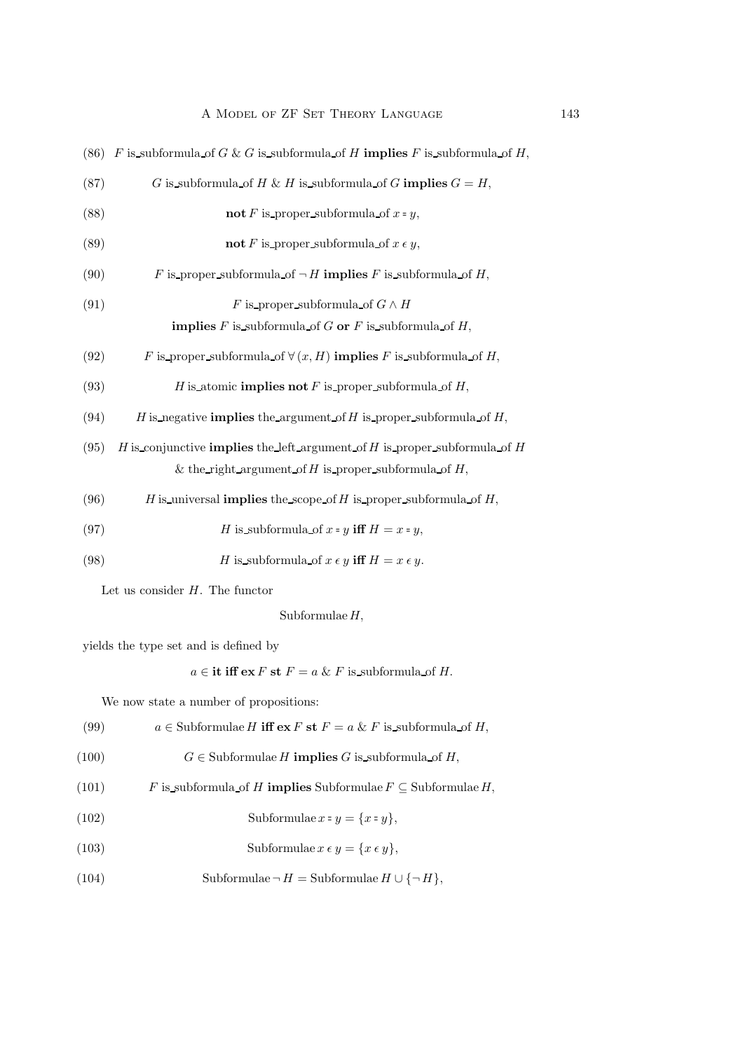$$(86)\quad F \text{ is\_subformula\_of } G \;\&\; G \text{ is\_subformula\_of } H \textbf{ implies } F \text{ is\_subformula\_of } H,$$

$$(87)\quad G \text{ is\_subformula\_of } H \;\&\; H \text{ is\_subformula\_of } G \textbf{ implies } G = H,$$

$$(88)\quad \textbf{not } F \text{ is\_proper\_subformula\_of } x = y,$$

$$(89)\quad \textbf{not } F \text{ is\_proper\_subformula\_of } x \,\epsilon\, y,$$

$$(90)\quad F \text{ is\_proper\_subformula\_of } \neg H \textbf{ implies } F \text{ is\_subformula\_of } H,$$

$$(91)\quad F \text{ is\_proper\_subformula\_of } G \wedge H$$
$$\textbf{implies } F \text{ is\_subformula\_of } G \textbf{ or } F \text{ is\_subformula\_of } H,$$

$$(92)\quad F \text{ is\_proper\_subformula\_of } \forall(x, H) \textbf{ implies } F \text{ is\_subformula\_of } H,$$

$$(93)\quad H \text{ is\_atomic } \textbf{implies not } F \text{ is\_proper\_subformula\_of } H,$$

$$(94)\quad H \text{ is\_negative } \textbf{implies } \text{the\_argument\_of } H \text{ is\_proper\_subformula\_of } H,$$

$$(95)\quad H \text{ is\_conjunctive } \textbf{implies } \text{the\_left\_argument\_of } H \text{ is\_proper\_subformula\_of } H$$
$$\&\; \text{the\_right\_argument\_of } H \text{ is\_proper\_subformula\_of } H,$$

$$(96)\quad H \text{ is\_universal } \textbf{implies } \text{the\_scope\_of } H \text{ is\_proper\_subformula\_of } H,$$

$$(97)\quad H \text{ is\_subformula\_of } x = y \textbf{ iff } H = x = y,$$

$$(98)\quad H \text{ is\_subformula\_of } x \,\epsilon\, y \textbf{ iff } H = x \,\epsilon\, y.$$

Let us consider $H$. The functor

$$\text{Subformulae}\, H,$$

yields the type set and is defined by

$$a \in \textbf{it iff ex } F \textbf{ st } F = a \;\&\; F \text{ is\_subformula\_of } H.$$

We now state a number of propositions:

$$(99)\quad a \in \text{Subformulae}\, H \textbf{ iff ex } F \textbf{ st } F = a \;\&\; F \text{ is\_subformula\_of } H,$$

$$(100)\quad G \in \text{Subformulae}\, H \textbf{ implies } G \text{ is\_subformula\_of } H,$$

$$(101)\quad F \text{ is\_subformula\_of } H \textbf{ implies } \text{Subformulae}\, F \subseteq \text{Subformulae}\, H,$$

$$(102)\quad \text{Subformulae}\, x = y = \{x = y\},$$

$$(103)\quad \text{Subformulae}\, x \,\epsilon\, y = \{x \,\epsilon\, y\},$$

$$(104)\quad \text{Subformulae}\, \neg H = \text{Subformulae}\, H \cup \{\neg H\},$$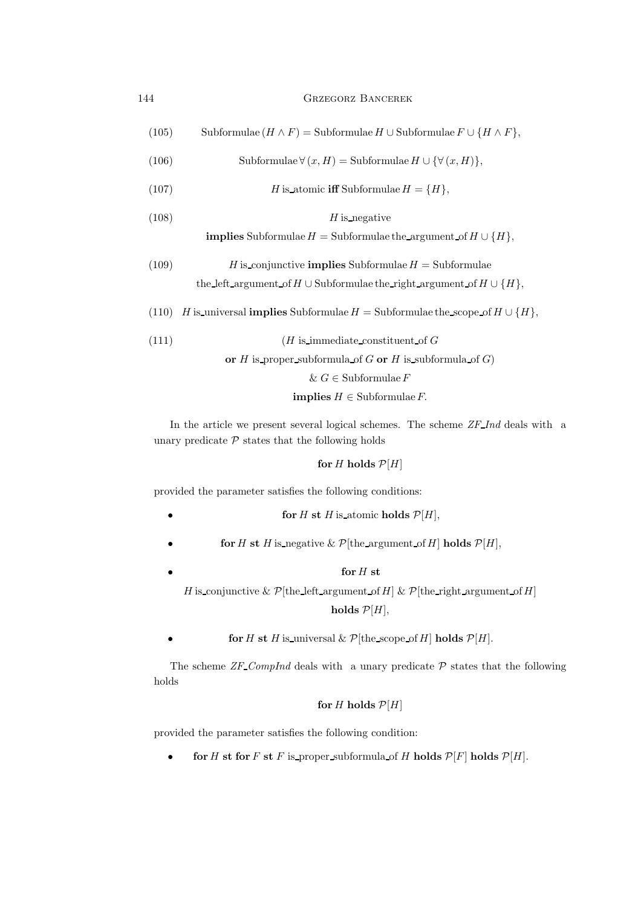$$\text{Subformulae}\,(H \wedge F) = \text{Subformulae}\,H \cup \text{Subformulae}\,F \cup \{H \wedge F\}, \tag{105}$$

$$\text{Subformulae}\,\forall\,(x, H) = \text{Subformulae}\,H \cup \{\forall\,(x, H)\}, \tag{106}$$

$$H \text{ is\_atomic } \textbf{iff } \text{Subformulae}\,H = \{H\}, \tag{107}$$

$$\begin{gathered} H \text{ is\_negative} \\ \textbf{implies } \text{Subformulae}\,H = \text{Subformulae the\_argument\_of}\,H \cup \{H\}, \end{gathered} \tag{108}$$

$$\begin{gathered} H \text{ is\_conjunctive } \textbf{implies } \text{Subformulae}\,H = \text{Subformulae} \\ \text{the\_left\_argument\_of}\,H \cup \text{Subformulae the\_right\_argument\_of}\,H \cup \{H\}, \end{gathered} \tag{109}$$

$$H \text{ is\_universal } \textbf{implies } \text{Subformulae}\,H = \text{Subformulae the\_scope\_of}\,H \cup \{H\}, \tag{110}$$

$$\begin{gathered} (H \text{ is\_immediate\_constituent\_of } G \\ \textbf{or } H \text{ is\_proper\_subformula\_of } G \textbf{ or } H \text{ is\_subformula\_of } G) \\ \&\ G \in \text{Subformulae}\,F \\ \textbf{implies } H \in \text{Subformulae}\,F. \end{gathered} \tag{111}$$

In the article we present several logical schemes. The scheme *ZF_Ind* deals with a unary predicate $\mathcal{P}$ states that the following holds

$$\textbf{for } H \textbf{ holds } \mathcal{P}[H]$$

provided the parameter satisfies the following conditions:

- $\textbf{for } H \textbf{ st } H \text{ is\_atomic } \textbf{holds } \mathcal{P}[H],$
- $\textbf{for } H \textbf{ st } H \text{ is\_negative } \&\ \mathcal{P}[\text{the\_argument\_of}\,H] \textbf{ holds } \mathcal{P}[H],$
- $\textbf{for } H \textbf{ st}$ $H \text{ is\_conjunctive } \&\ \mathcal{P}[\text{the\_left\_argument\_of}\,H] \ \&\ \mathcal{P}[\text{the\_right\_argument\_of}\,H]$ $\textbf{holds } \mathcal{P}[H],$
- $\textbf{for } H \textbf{ st } H \text{ is\_universal } \&\ \mathcal{P}[\text{the\_scope\_of}\,H] \textbf{ holds } \mathcal{P}[H].$

The scheme *ZF_CompInd* deals with a unary predicate $\mathcal{P}$ states that the following holds

$$\textbf{for } H \textbf{ holds } \mathcal{P}[H]$$

provided the parameter satisfies the following condition:

- $\textbf{for } H \textbf{ st for } F \textbf{ st } F \text{ is\_proper\_subformula\_of } H \textbf{ holds } \mathcal{P}[F] \textbf{ holds } \mathcal{P}[H].$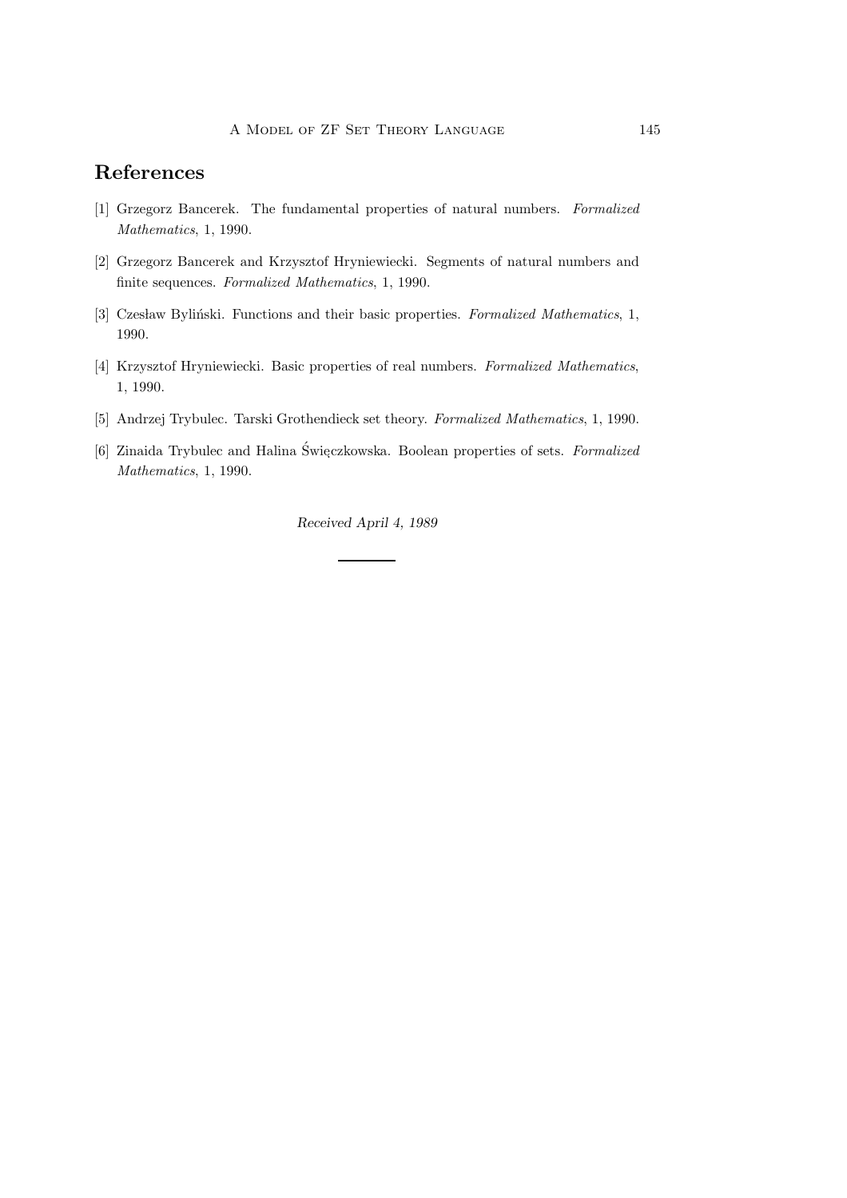## References

[1] Grzegorz Bancerek. The fundamental properties of natural numbers. *Formalized Mathematics*, 1, 1990.

[2] Grzegorz Bancerek and Krzysztof Hryniewiecki. Segments of natural numbers and finite sequences. *Formalized Mathematics*, 1, 1990.

[3] Czesław Byliński. Functions and their basic properties. *Formalized Mathematics*, 1, 1990.

[4] Krzysztof Hryniewiecki. Basic properties of real numbers. *Formalized Mathematics*, 1, 1990.

[5] Andrzej Trybulec. Tarski Grothendieck set theory. *Formalized Mathematics*, 1, 1990.

[6] Zinaida Trybulec and Halina Święczkowska. Boolean properties of sets. *Formalized Mathematics*, 1, 1990.

*Received April 4, 1989*